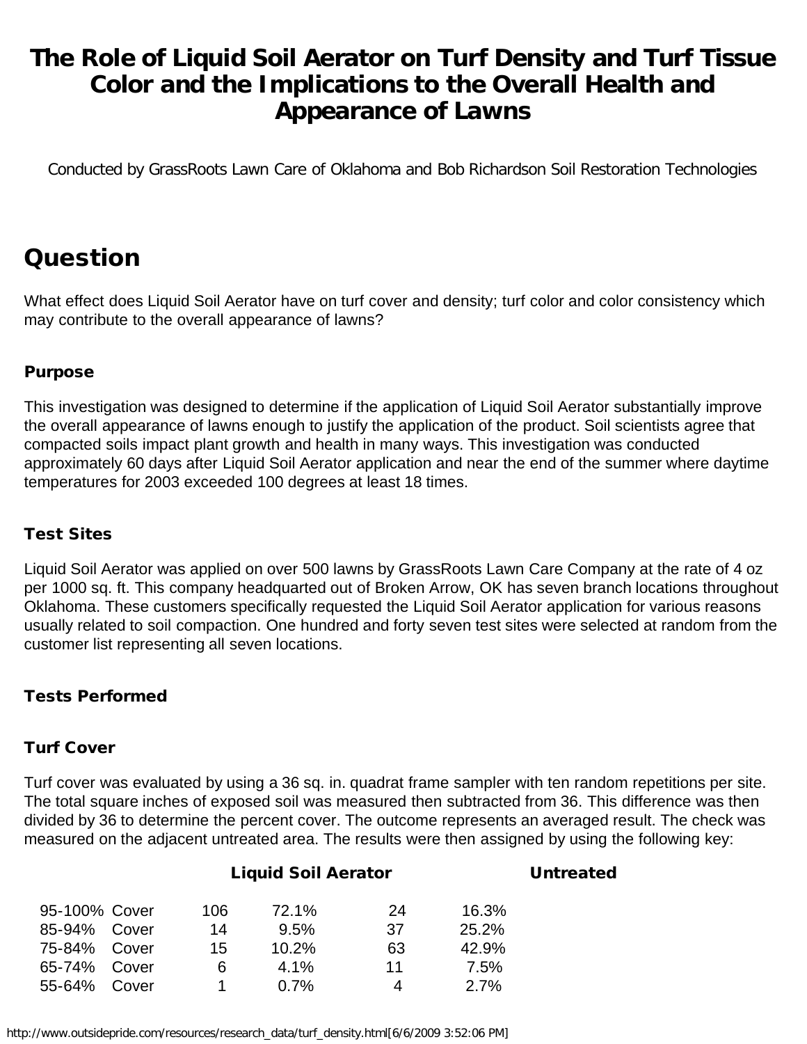# The Role of Liquid Soil Aerator on Turf Density and Turf Tissue Color and the Implications to the Overall Health and Appearance of Lawns

Conducted by GrassRoots Lawn Care of Oklahoma and Bob Richardson Soil Restoration Technologies

## Question

What effect does Liquid Soil Aerator have on turf cover and density; turf color and color consistency which may contribute to the overall appearance of lawns?

### Purpose

This investigation was designed to determine if the application of Liquid Soil Aerator substantially improve the overall appearance of lawns enough to justify the application of the product. Soil scientists agree that compacted soils impact plant growth and health in many ways. This investigation was conducted approximately 60 days after Liquid Soil Aerator application and near the end of the summer where daytime temperatures for 2003 exceeded 100 degrees at least 18 times.

### Test Sites

Liquid Soil Aerator was applied on over 500 lawns by GrassRoots Lawn Care Company at the rate of 4 oz per 1000 sq. ft. This company headquarted out of Broken Arrow, OK has seven branch locations throughout Oklahoma. These customers specifically requested the Liquid Soil Aerator application for various reasons usually related to soil compaction. One hundred and forty seven test sites were selected at random from the customer list representing all seven locations.

### Tests Performed

### Turf Cover

Turf cover was evaluated by using a 36 sq. in. quadrat frame sampler with ten random repetitions per site. The total square inches of exposed soil was measured then subtracted from 36. This difference was then divided by 36 to determine the percent cover. The outcome represents an averaged result. The check was measured on the adjacent untreated area. The results were then assigned by using the following key:

| | Liquid Soil Aerator | | Untreated | |
|---|---|---|---|---|
| 95-100% Cover | 106 | 72.1% | 24 | 16.3% |
| 85-94% Cover | 14 | 9.5% | 37 | 25.2% |
| 75-84% Cover | 15 | 10.2% | 63 | 42.9% |
| 65-74% Cover | 6 | 4.1% | 11 | 7.5% |
| 55-64% Cover | 1 | 0.7% | 4 | 2.7% |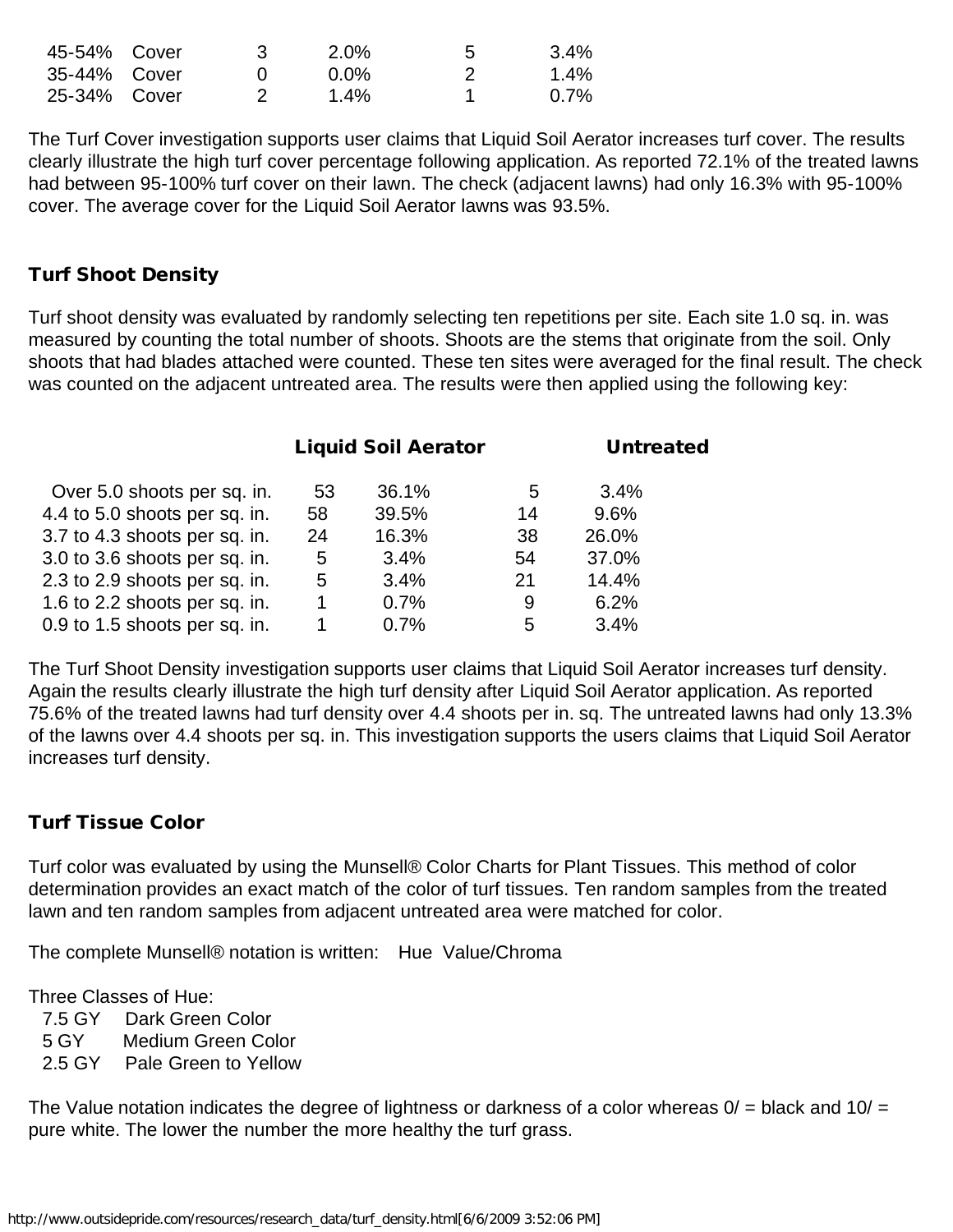| | | | | |
|---|---|---|---|---|
| 45-54% Cover | 3 | 2.0% | 5 | 3.4% |
| 35-44% Cover | 0 | 0.0% | 2 | 1.4% |
| 25-34% Cover | 2 | 1.4% | 1 | 0.7% |

The Turf Cover investigation supports user claims that Liquid Soil Aerator increases turf cover. The results clearly illustrate the high turf cover percentage following application. As reported 72.1% of the treated lawns had between 95-100% turf cover on their lawn. The check (adjacent lawns) had only 16.3% with 95-100% cover. The average cover for the Liquid Soil Aerator lawns was 93.5%.

### Turf Shoot Density

Turf shoot density was evaluated by randomly selecting ten repetitions per site. Each site 1.0 sq. in. was measured by counting the total number of shoots. Shoots are the stems that originate from the soil. Only shoots that had blades attached were counted. These ten sites were averaged for the final result. The check was counted on the adjacent untreated area. The results were then applied using the following key:

| | Liquid Soil Aerator | | Untreated | |
|---|---|---|---|---|
| Over 5.0 shoots per sq. in. | 53 | 36.1% | 5 | 3.4% |
| 4.4 to 5.0 shoots per sq. in. | 58 | 39.5% | 14 | 9.6% |
| 3.7 to 4.3 shoots per sq. in. | 24 | 16.3% | 38 | 26.0% |
| 3.0 to 3.6 shoots per sq. in. | 5 | 3.4% | 54 | 37.0% |
| 2.3 to 2.9 shoots per sq. in. | 5 | 3.4% | 21 | 14.4% |
| 1.6 to 2.2 shoots per sq. in. | 1 | 0.7% | 9 | 6.2% |
| 0.9 to 1.5 shoots per sq. in. | 1 | 0.7% | 5 | 3.4% |

The Turf Shoot Density investigation supports user claims that Liquid Soil Aerator increases turf density. Again the results clearly illustrate the high turf density after Liquid Soil Aerator application. As reported 75.6% of the treated lawns had turf density over 4.4 shoots per in. sq. The untreated lawns had only 13.3% of the lawns over 4.4 shoots per sq. in. This investigation supports the users claims that Liquid Soil Aerator increases turf density.

### Turf Tissue Color

Turf color was evaluated by using the Munsell® Color Charts for Plant Tissues. This method of color determination provides an exact match of the color of turf tissues. Ten random samples from the treated lawn and ten random samples from adjacent untreated area were matched for color.

The complete Munsell® notation is written: Hue Value/Chroma

Three Classes of Hue:
- 7.5 GY Dark Green Color
- 5 GY Medium Green Color
- 2.5 GY Pale Green to Yellow

The Value notation indicates the degree of lightness or darkness of a color whereas 0/ = black and 10/ = pure white. The lower the number the more healthy the turf grass.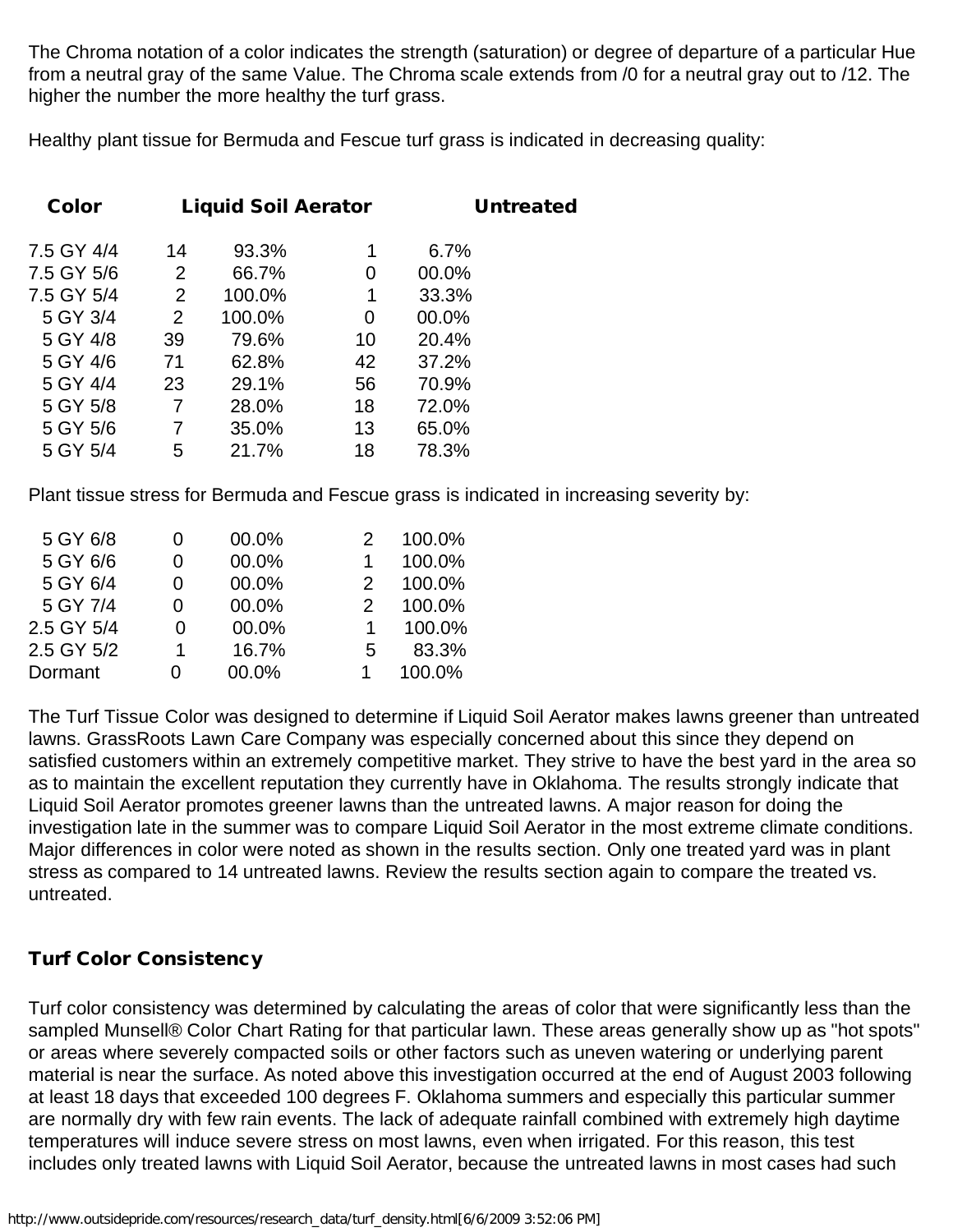The Chroma notation of a color indicates the strength (saturation) or degree of departure of a particular Hue from a neutral gray of the same Value. The Chroma scale extends from /0 for a neutral gray out to /12. The higher the number the more healthy the turf grass.

Healthy plant tissue for Bermuda and Fescue turf grass is indicated in decreasing quality:

| Color | Liquid Soil Aerator | | Untreated | |
|---|---|---|---|---|
| 7.5 GY 4/4 | 14 | 93.3% | 1 | 6.7% |
| 7.5 GY 5/6 | 2 | 66.7% | 0 | 00.0% |
| 7.5 GY 5/4 | 2 | 100.0% | 1 | 33.3% |
| 5 GY 3/4 | 2 | 100.0% | 0 | 00.0% |
| 5 GY 4/8 | 39 | 79.6% | 10 | 20.4% |
| 5 GY 4/6 | 71 | 62.8% | 42 | 37.2% |
| 5 GY 4/4 | 23 | 29.1% | 56 | 70.9% |
| 5 GY 5/8 | 7 | 28.0% | 18 | 72.0% |
| 5 GY 5/6 | 7 | 35.0% | 13 | 65.0% |
| 5 GY 5/4 | 5 | 21.7% | 18 | 78.3% |

Plant tissue stress for Bermuda and Fescue grass is indicated in increasing severity by:

| Color | Liquid Soil Aerator | | Untreated | |
|---|---|---|---|---|
| 5 GY 6/8 | 0 | 00.0% | 2 | 100.0% |
| 5 GY 6/6 | 0 | 00.0% | 1 | 100.0% |
| 5 GY 6/4 | 0 | 00.0% | 2 | 100.0% |
| 5 GY 7/4 | 0 | 00.0% | 2 | 100.0% |
| 2.5 GY 5/4 | 0 | 00.0% | 1 | 100.0% |
| 2.5 GY 5/2 | 1 | 16.7% | 5 | 83.3% |
| Dormant | 0 | 00.0% | 1 | 100.0% |

The Turf Tissue Color was designed to determine if Liquid Soil Aerator makes lawns greener than untreated lawns. GrassRoots Lawn Care Company was especially concerned about this since they depend on satisfied customers within an extremely competitive market. They strive to have the best yard in the area so as to maintain the excellent reputation they currently have in Oklahoma. The results strongly indicate that Liquid Soil Aerator promotes greener lawns than the untreated lawns. A major reason for doing the investigation late in the summer was to compare Liquid Soil Aerator in the most extreme climate conditions. Major differences in color were noted as shown in the results section. Only one treated yard was in plant stress as compared to 14 untreated lawns. Review the results section again to compare the treated vs. untreated.

## Turf Color Consistency

Turf color consistency was determined by calculating the areas of color that were significantly less than the sampled Munsell® Color Chart Rating for that particular lawn. These areas generally show up as "hot spots" or areas where severely compacted soils or other factors such as uneven watering or underlying parent material is near the surface. As noted above this investigation occurred at the end of August 2003 following at least 18 days that exceeded 100 degrees F. Oklahoma summers and especially this particular summer are normally dry with few rain events. The lack of adequate rainfall combined with extremely high daytime temperatures will induce severe stress on most lawns, even when irrigated. For this reason, this test includes only treated lawns with Liquid Soil Aerator, because the untreated lawns in most cases had such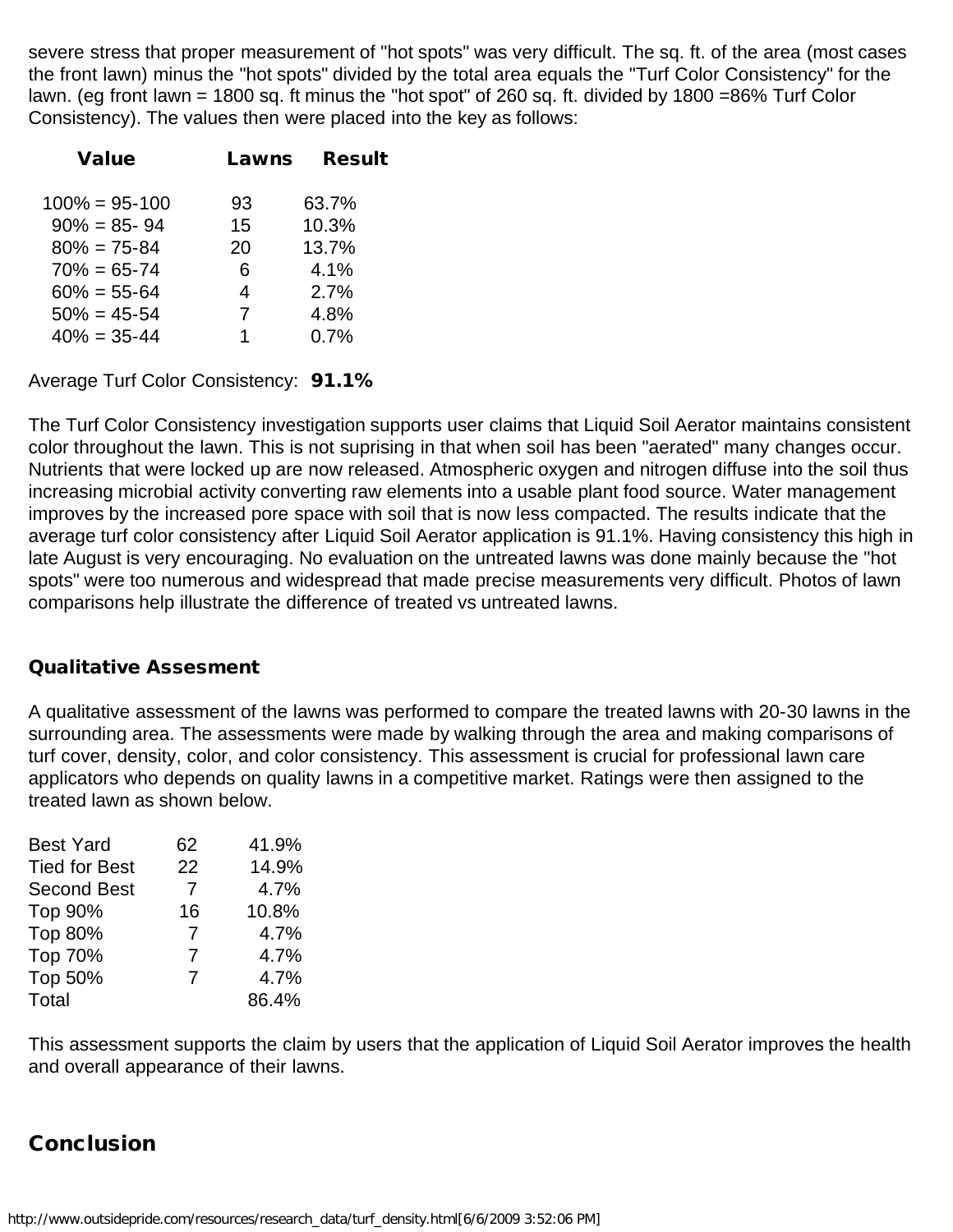severe stress that proper measurement of "hot spots" was very difficult. The sq. ft. of the area (most cases the front lawn) minus the "hot spots" divided by the total area equals the "Turf Color Consistency" for the lawn. (eg front lawn = 1800 sq. ft minus the "hot spot" of 260 sq. ft. divided by 1800 =86% Turf Color Consistency). The values then were placed into the key as follows:

| Value | Lawns | Result |
|---|---|---|
| 100% = 95-100 | 93 | 63.7% |
| 90% = 85- 94 | 15 | 10.3% |
| 80% = 75-84 | 20 | 13.7% |
| 70% = 65-74 | 6 | 4.1% |
| 60% = 55-64 | 4 | 2.7% |
| 50% = 45-54 | 7 | 4.8% |
| 40% = 35-44 | 1 | 0.7% |

Average Turf Color Consistency: **91.1%**

The Turf Color Consistency investigation supports user claims that Liquid Soil Aerator maintains consistent color throughout the lawn. This is not suprising in that when soil has been "aerated" many changes occur. Nutrients that were locked up are now released. Atmospheric oxygen and nitrogen diffuse into the soil thus increasing microbial activity converting raw elements into a usable plant food source. Water management improves by the increased pore space with soil that is now less compacted. The results indicate that the average turf color consistency after Liquid Soil Aerator application is 91.1%. Having consistency this high in late August is very encouraging. No evaluation on the untreated lawns was done mainly because the "hot spots" were too numerous and widespread that made precise measurements very difficult. Photos of lawn comparisons help illustrate the difference of treated vs untreated lawns.

### Qualitative Assesment

A qualitative assessment of the lawns was performed to compare the treated lawns with 20-30 lawns in the surrounding area. The assessments were made by walking through the area and making comparisons of turf cover, density, color, and color consistency. This assessment is crucial for professional lawn care applicators who depends on quality lawns in a competitive market. Ratings were then assigned to the treated lawn as shown below.

| | | |
|---|---|---|
| Best Yard | 62 | 41.9% |
| Tied for Best | 22 | 14.9% |
| Second Best | 7 | 4.7% |
| Top 90% | 16 | 10.8% |
| Top 80% | 7 | 4.7% |
| Top 70% | 7 | 4.7% |
| Top 50% | 7 | 4.7% |
| Total | | 86.4% |

This assessment supports the claim by users that the application of Liquid Soil Aerator improves the health and overall appearance of their lawns.

## Conclusion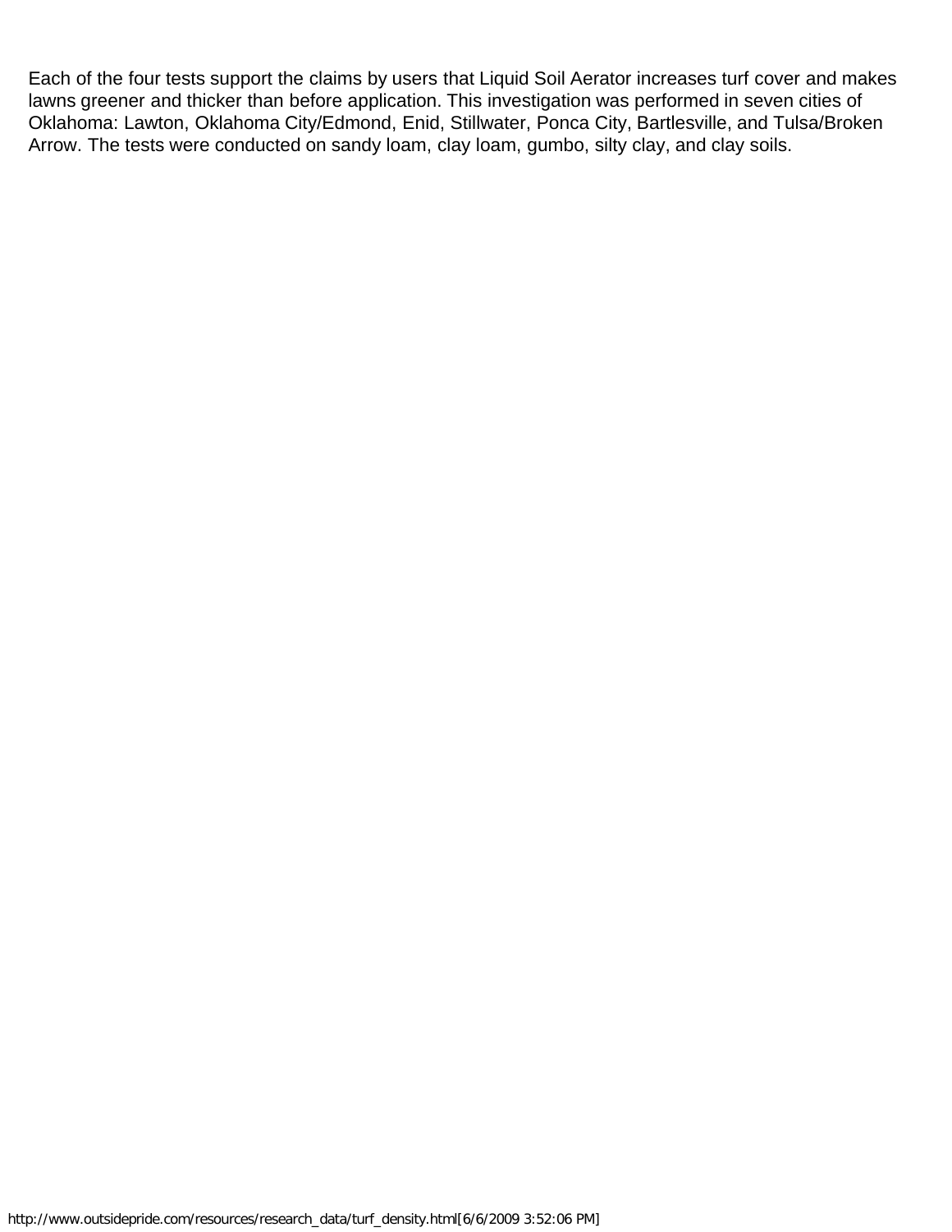Each of the four tests support the claims by users that Liquid Soil Aerator increases turf cover and makes lawns greener and thicker than before application. This investigation was performed in seven cities of Oklahoma: Lawton, Oklahoma City/Edmond, Enid, Stillwater, Ponca City, Bartlesville, and Tulsa/Broken Arrow. The tests were conducted on sandy loam, clay loam, gumbo, silty clay, and clay soils.